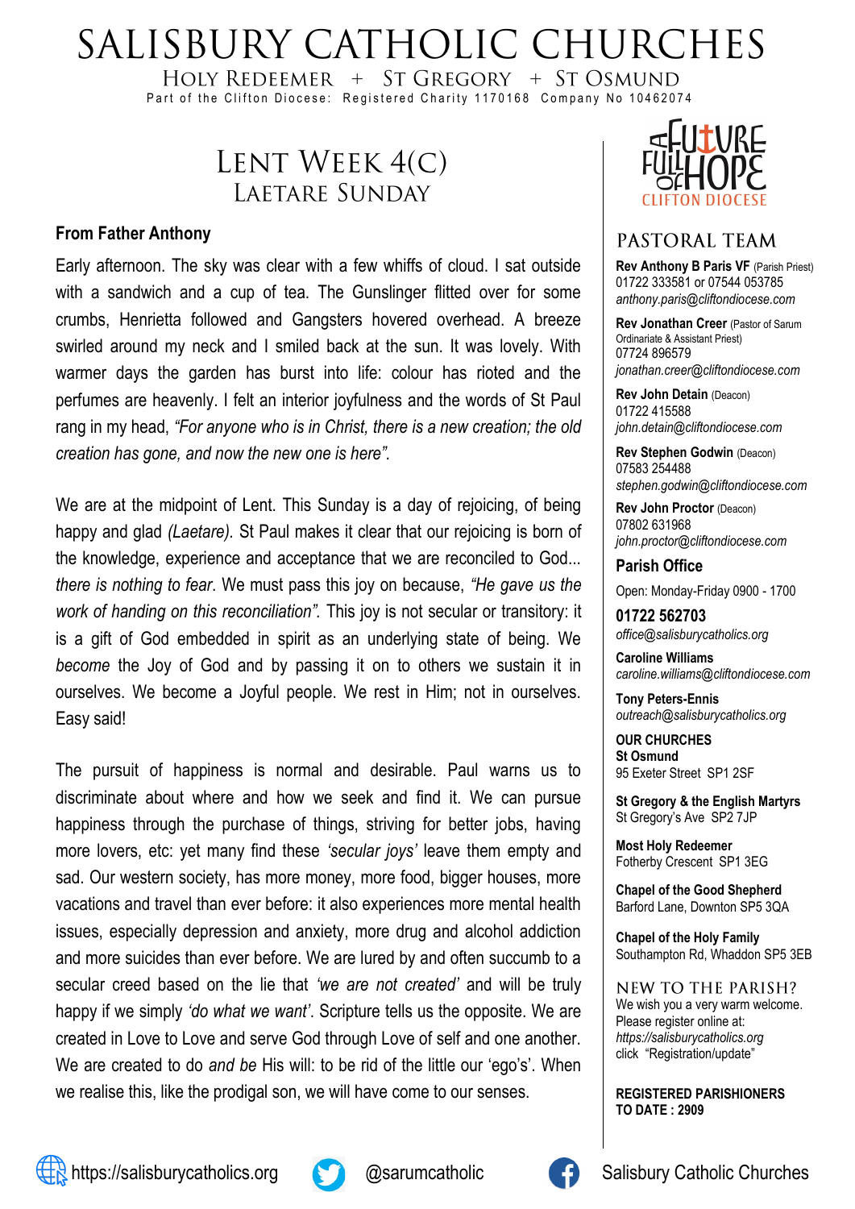# SALISBURY CATHOLIC CHURCHES

HOLY REDEEMER + ST GREGORY + ST OSMUND

Part of the Clifton Diocese: Registered Charity 1170168 Company No 10462074

## LENT WEEK 4(C)
## LAETARE SUNDAY

**From Father Anthony**

Early afternoon. The sky was clear with a few whiffs of cloud. I sat outside with a sandwich and a cup of tea. The Gunslinger flitted over for some crumbs, Henrietta followed and Gangsters hovered overhead. A breeze swirled around my neck and I smiled back at the sun. It was lovely. With warmer days the garden has burst into life: colour has rioted and the perfumes are heavenly. I felt an interior joyfulness and the words of St Paul rang in my head, *"For anyone who is in Christ, there is a new creation; the old creation has gone, and now the new one is here".*

We are at the midpoint of Lent. This Sunday is a day of rejoicing, of being happy and glad *(Laetare).* St Paul makes it clear that our rejoicing is born of the knowledge, experience and acceptance that we are reconciled to God... *there is nothing to fear*. We must pass this joy on because, *"He gave us the work of handing on this reconciliation".* This joy is not secular or transitory: it is a gift of God embedded in spirit as an underlying state of being. We *become* the Joy of God and by passing it on to others we sustain it in ourselves. We become a Joyful people. We rest in Him; not in ourselves. Easy said!

The pursuit of happiness is normal and desirable. Paul warns us to discriminate about where and how we seek and find it. We can pursue happiness through the purchase of things, striving for better jobs, having more lovers, etc: yet many find these *'secular joys'* leave them empty and sad. Our western society, has more money, more food, bigger houses, more vacations and travel than ever before: it also experiences more mental health issues, especially depression and anxiety, more drug and alcohol addiction and more suicides than ever before. We are lured by and often succumb to a secular creed based on the lie that *'we are not created'* and will be truly happy if we simply *'do what we want'*. Scripture tells us the opposite. We are created in Love to Love and serve God through Love of self and one another. We are created to do *and be* His will: to be rid of the little our 'ego's'. When we realise this, like the prodigal son, we will have come to our senses.

A FUTURE FULL OF HOPE — CLIFTON DIOCESE

## PASTORAL TEAM

**Rev Anthony B Paris VF** (Parish Priest)
01722 333581 or 07544 053785
*anthony.paris@cliftondiocese.com*

**Rev Jonathan Creer** (Pastor of Sarum Ordinariate & Assistant Priest)
07724 896579
*jonathan.creer@cliftondiocese.com*

**Rev John Detain** (Deacon)
01722 415588
*john.detain@cliftondiocese.com*

**Rev Stephen Godwin** (Deacon)
07583 254488
*stephen.godwin@cliftondiocese.com*

**Rev John Proctor** (Deacon)
07802 631968
*john.proctor@cliftondiocese.com*

**Parish Office**

Open: Monday-Friday 0900 - 1700

**01722 562703**
*office@salisburycatholics.org*

**Caroline Williams**
*caroline.williams@cliftondiocese.com*

**Tony Peters-Ennis**
*outreach@salisburycatholics.org*

**OUR CHURCHES**

**St Osmund**
95 Exeter Street SP1 2SF

**St Gregory & the English Martyrs**
St Gregory's Ave SP2 7JP

**Most Holy Redeemer**
Fotherby Crescent SP1 3EG

**Chapel of the Good Shepherd**
Barford Lane, Downton SP5 3QA

**Chapel of the Holy Family**
Southampton Rd, Whaddon SP5 3EB

## NEW TO THE PARISH?

We wish you a very warm welcome. Please register online at: *https://salisburycatholics.org* click "Registration/update"

**REGISTERED PARISHIONERS TO DATE : 2909**

https://salisburycatholics.org @sarumcatholic Salisbury Catholic Churches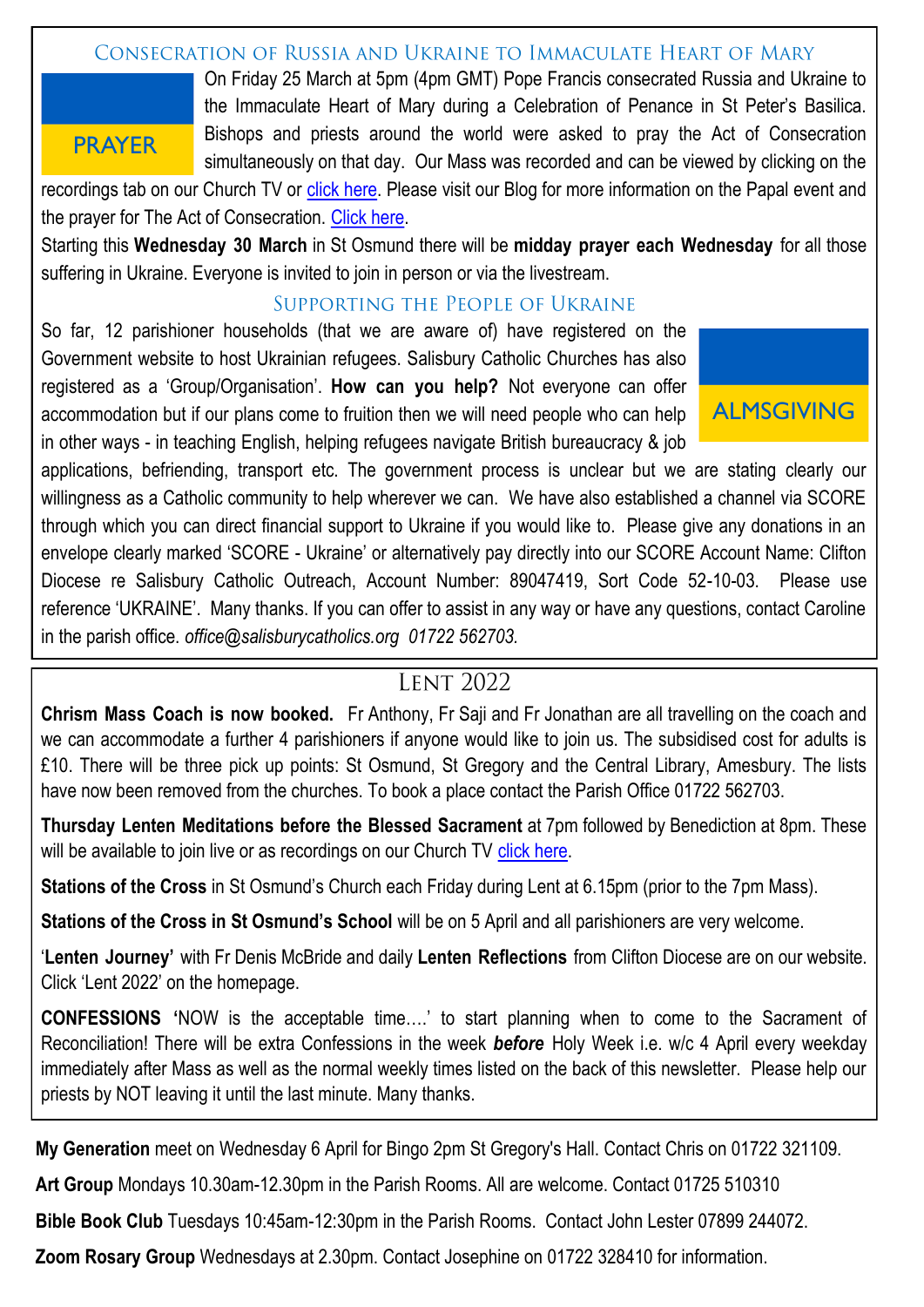## Consecration of Russia and Ukraine to Immaculate Heart of Mary

PRAYER

On Friday 25 March at 5pm (4pm GMT) Pope Francis consecrated Russia and Ukraine to the Immaculate Heart of Mary during a Celebration of Penance in St Peter's Basilica. Bishops and priests around the world were asked to pray the Act of Consecration simultaneously on that day. Our Mass was recorded and can be viewed by clicking on the recordings tab on our Church TV or click here. Please visit our Blog for more information on the Papal event and the prayer for The Act of Consecration. Click here.

Starting this **Wednesday 30 March** in St Osmund there will be **midday prayer each Wednesday** for all those suffering in Ukraine. Everyone is invited to join in person or via the livestream.

## Supporting the People of Ukraine

ALMSGIVING

So far, 12 parishioner households (that we are aware of) have registered on the Government website to host Ukrainian refugees. Salisbury Catholic Churches has also registered as a 'Group/Organisation'. **How can you help?** Not everyone can offer accommodation but if our plans come to fruition then we will need people who can help in other ways - in teaching English, helping refugees navigate British bureaucracy & job applications, befriending, transport etc. The government process is unclear but we are stating clearly our willingness as a Catholic community to help wherever we can. We have also established a channel via SCORE through which you can direct financial support to Ukraine if you would like to. Please give any donations in an envelope clearly marked 'SCORE - Ukraine' or alternatively pay directly into our SCORE Account Name: Clifton Diocese re Salisbury Catholic Outreach, Account Number: 89047419, Sort Code 52-10-03. Please use reference 'UKRAINE'. Many thanks. If you can offer to assist in any way or have any questions, contact Caroline in the parish office. *office@salisburycatholics.org 01722 562703.*

## Lent 2022

**Chrism Mass Coach is now booked.** Fr Anthony, Fr Saji and Fr Jonathan are all travelling on the coach and we can accommodate a further 4 parishioners if anyone would like to join us. The subsidised cost for adults is £10. There will be three pick up points: St Osmund, St Gregory and the Central Library, Amesbury. The lists have now been removed from the churches. To book a place contact the Parish Office 01722 562703.

**Thursday Lenten Meditations before the Blessed Sacrament** at 7pm followed by Benediction at 8pm. These will be available to join live or as recordings on our Church TV click here.

**Stations of the Cross** in St Osmund's Church each Friday during Lent at 6.15pm (prior to the 7pm Mass).

**Stations of the Cross in St Osmund's School** will be on 5 April and all parishioners are very welcome.

'**Lenten Journey**' with Fr Denis McBride and daily **Lenten Reflections** from Clifton Diocese are on our website. Click 'Lent 2022' on the homepage.

**CONFESSIONS '**NOW is the acceptable time….' to start planning when to come to the Sacrament of Reconciliation! There will be extra Confessions in the week ***before*** Holy Week i.e. w/c 4 April every weekday immediately after Mass as well as the normal weekly times listed on the back of this newsletter. Please help our priests by NOT leaving it until the last minute. Many thanks.

**My Generation** meet on Wednesday 6 April for Bingo 2pm St Gregory's Hall. Contact Chris on 01722 321109.

**Art Group** Mondays 10.30am-12.30pm in the Parish Rooms. All are welcome. Contact 01725 510310

**Bible Book Club** Tuesdays 10:45am-12:30pm in the Parish Rooms. Contact John Lester 07899 244072.

**Zoom Rosary Group** Wednesdays at 2.30pm. Contact Josephine on 01722 328410 for information.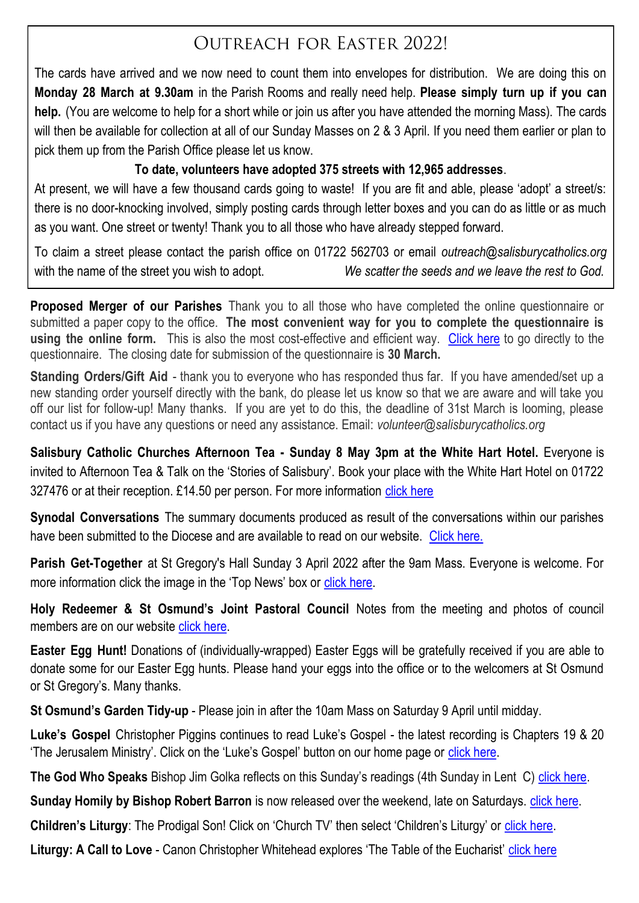## Outreach for Easter 2022!

The cards have arrived and we now need to count them into envelopes for distribution. We are doing this on **Monday 28 March at 9.30am** in the Parish Rooms and really need help. **Please simply turn up if you can help.** (You are welcome to help for a short while or join us after you have attended the morning Mass). The cards will then be available for collection at all of our Sunday Masses on 2 & 3 April. If you need them earlier or plan to pick them up from the Parish Office please let us know.

**To date, volunteers have adopted 375 streets with 12,965 addresses**.

At present, we will have a few thousand cards going to waste! If you are fit and able, please 'adopt' a street/s: there is no door-knocking involved, simply posting cards through letter boxes and you can do as little or as much as you want. One street or twenty! Thank you to all those who have already stepped forward.

To claim a street please contact the parish office on 01722 562703 or email *outreach@salisburycatholics.org* with the name of the street you wish to adopt. *We scatter the seeds and we leave the rest to God.*

**Proposed Merger of our Parishes** Thank you to all those who have completed the online questionnaire or submitted a paper copy to the office. **The most convenient way for you to complete the questionnaire is using the online form.** This is also the most cost-effective and efficient way. Click here to go directly to the questionnaire. The closing date for submission of the questionnaire is **30 March.**

**Standing Orders/Gift Aid** - thank you to everyone who has responded thus far. If you have amended/set up a new standing order yourself directly with the bank, do please let us know so that we are aware and will take you off our list for follow-up! Many thanks. If you are yet to do this, the deadline of 31st March is looming, please contact us if you have any questions or need any assistance. Email: *volunteer@salisburycatholics.org*

**Salisbury Catholic Churches Afternoon Tea - Sunday 8 May 3pm at the White Hart Hotel.** Everyone is invited to Afternoon Tea & Talk on the 'Stories of Salisbury'. Book your place with the White Hart Hotel on 01722 327476 or at their reception. £14.50 per person. For more information click here

**Synodal Conversations** The summary documents produced as result of the conversations within our parishes have been submitted to the Diocese and are available to read on our website. Click here.

**Parish Get-Together** at St Gregory's Hall Sunday 3 April 2022 after the 9am Mass. Everyone is welcome. For more information click the image in the 'Top News' box or click here.

**Holy Redeemer & St Osmund's Joint Pastoral Council** Notes from the meeting and photos of council members are on our website click here.

**Easter Egg Hunt!** Donations of (individually-wrapped) Easter Eggs will be gratefully received if you are able to donate some for our Easter Egg hunts. Please hand your eggs into the office or to the welcomers at St Osmund or St Gregory's. Many thanks.

**St Osmund's Garden Tidy-up** - Please join in after the 10am Mass on Saturday 9 April until midday.

**Luke's Gospel** Christopher Piggins continues to read Luke's Gospel - the latest recording is Chapters 19 & 20 'The Jerusalem Ministry'. Click on the 'Luke's Gospel' button on our home page or click here.

**The God Who Speaks** Bishop Jim Golka reflects on this Sunday's readings (4th Sunday in Lent C) click here.

**Sunday Homily by Bishop Robert Barron** is now released over the weekend, late on Saturdays. click here.

**Children's Liturgy**: The Prodigal Son! Click on 'Church TV' then select 'Children's Liturgy' or click here.

**Liturgy: A Call to Love** - Canon Christopher Whitehead explores 'The Table of the Eucharist' click here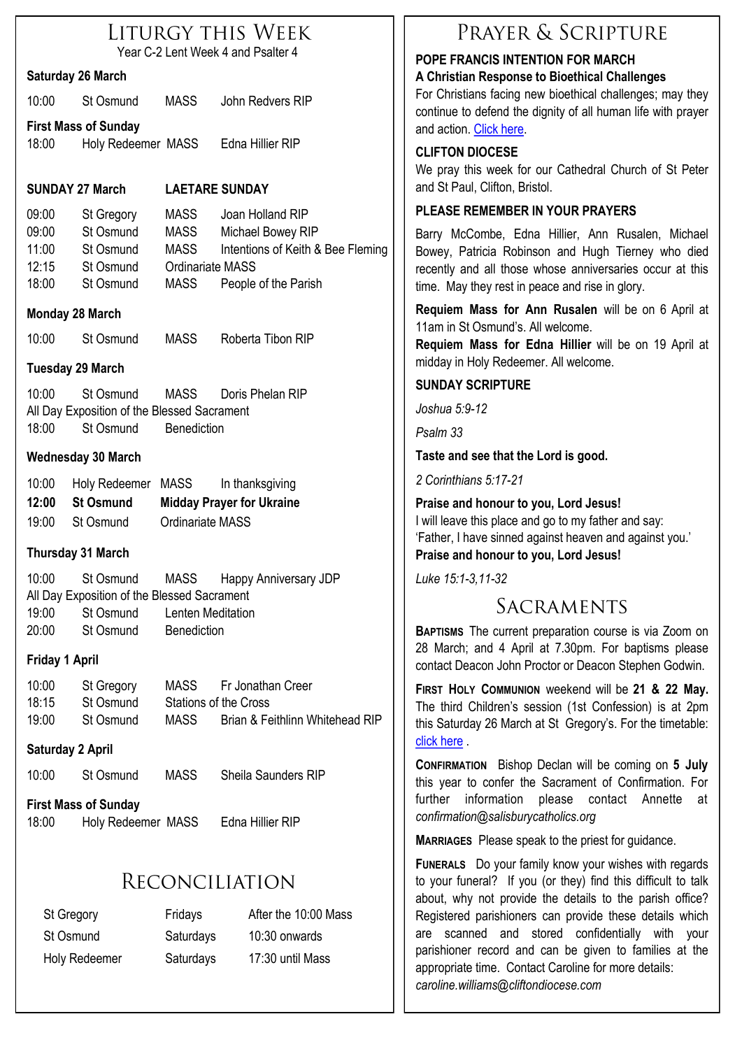# Liturgy this Week

Year C-2 Lent Week 4 and Psalter 4

**Saturday 26 March**

| | | | |
|---|---|---|---|
| 10:00 | St Osmund | MASS | John Redvers RIP |

**First Mass of Sunday**

| | | | |
|---|---|---|---|
| 18:00 | Holy Redeemer | MASS | Edna Hillier RIP |

**SUNDAY 27 March** **LAETARE SUNDAY**

| | | | |
|---|---|---|---|
| 09:00 | St Gregory | MASS | Joan Holland RIP |
| 09:00 | St Osmund | MASS | Michael Bowey RIP |
| 11:00 | St Osmund | MASS | Intentions of Keith & Bee Fleming |
| 12:15 | St Osmund | Ordinariate MASS | |
| 18:00 | St Osmund | MASS | People of the Parish |

**Monday 28 March**

| | | | |
|---|---|---|---|
| 10:00 | St Osmund | MASS | Roberta Tibon RIP |

**Tuesday 29 March**

| | | | |
|---|---|---|---|
| 10:00 | St Osmund | MASS | Doris Phelan RIP |

All Day Exposition of the Blessed Sacrament

| | | |
|---|---|---|
| 18:00 | St Osmund | Benediction |

**Wednesday 30 March**

| | | | |
|---|---|---|---|
| 10:00 | Holy Redeemer | MASS | In thanksgiving |
| **12:00** | **St Osmund** | **Midday Prayer for Ukraine** | |
| 19:00 | St Osmund | Ordinariate MASS | |

**Thursday 31 March**

| | | | |
|---|---|---|---|
| 10:00 | St Osmund | MASS | Happy Anniversary JDP |

All Day Exposition of the Blessed Sacrament

| | | |
|---|---|---|
| 19:00 | St Osmund | Lenten Meditation |
| 20:00 | St Osmund | Benediction |

**Friday 1 April**

| | | | |
|---|---|---|---|
| 10:00 | St Gregory | MASS | Fr Jonathan Creer |
| 18:15 | St Osmund | Stations of the Cross | |
| 19:00 | St Osmund | MASS | Brian & Feithlinn Whitehead RIP |

**Saturday 2 April**

| | | | |
|---|---|---|---|
| 10:00 | St Osmund | MASS | Sheila Saunders RIP |

**First Mass of Sunday**

| | | | |
|---|---|---|---|
| 18:00 | Holy Redeemer | MASS | Edna Hillier RIP |

# Reconciliation

| | | |
|---|---|---|
| St Gregory | Fridays | After the 10:00 Mass |
| St Osmund | Saturdays | 10:30 onwards |
| Holy Redeemer | Saturdays | 17:30 until Mass |

# Prayer & Scripture

**POPE FRANCIS INTENTION FOR MARCH**
**A Christian Response to Bioethical Challenges**
For Christians facing new bioethical challenges; may they continue to defend the dignity of all human life with prayer and action. Click here.

**CLIFTON DIOCESE**

We pray this week for our Cathedral Church of St Peter and St Paul, Clifton, Bristol.

**PLEASE REMEMBER IN YOUR PRAYERS**

Barry McCombe, Edna Hillier, Ann Rusalen, Michael Bowey, Patricia Robinson and Hugh Tierney who died recently and all those whose anniversaries occur at this time. May they rest in peace and rise in glory.

**Requiem Mass for Ann Rusalen** will be on 6 April at 11am in St Osmund's. All welcome.
**Requiem Mass for Edna Hillier** will be on 19 April at midday in Holy Redeemer. All welcome.

**SUNDAY SCRIPTURE**

*Joshua 5:9-12*

*Psalm 33*

**Taste and see that the Lord is good.**

*2 Corinthians 5:17-21*

**Praise and honour to you, Lord Jesus!**
I will leave this place and go to my father and say:
'Father, I have sinned against heaven and against you.'
**Praise and honour to you, Lord Jesus!**

*Luke 15:1-3,11-32*

# Sacraments

**Baptisms** The current preparation course is via Zoom on 28 March; and 4 April at 7.30pm. For baptisms please contact Deacon John Proctor or Deacon Stephen Godwin.

**First Holy Communion** weekend will be **21 & 22 May.** The third Children's session (1st Confession) is at 2pm this Saturday 26 March at St Gregory's. For the timetable: click here .

**Confirmation** Bishop Declan will be coming on **5 July** this year to confer the Sacrament of Confirmation. For further information please contact Annette at *confirmation@salisburycatholics.org*

**Marriages** Please speak to the priest for guidance.

**Funerals** Do your family know your wishes with regards to your funeral? If you (or they) find this difficult to talk about, why not provide the details to the parish office? Registered parishioners can provide these details which are scanned and stored confidentially with your parishioner record and can be given to families at the appropriate time. Contact Caroline for more details: *caroline.williams@cliftondiocese.com*